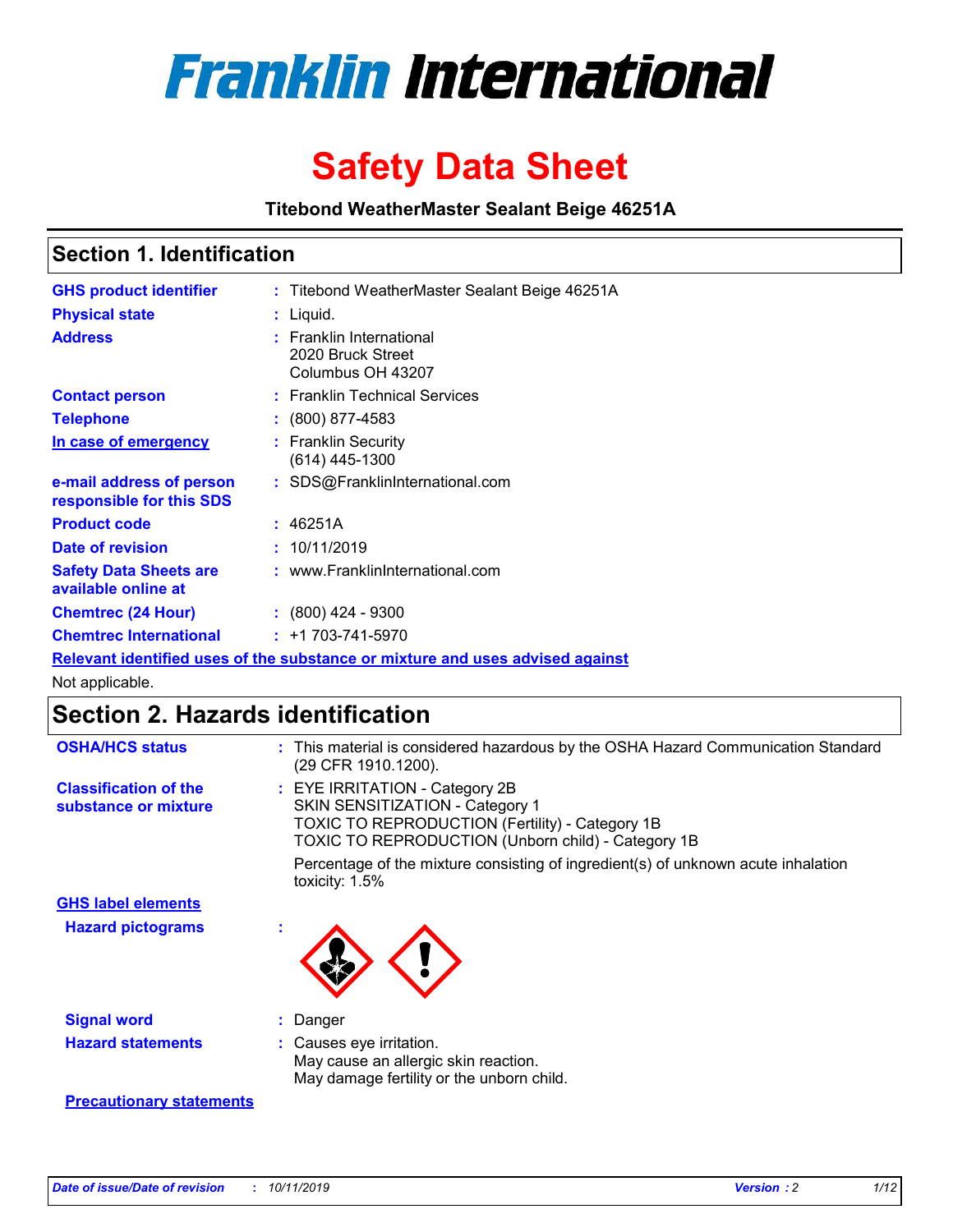# Franklin International

# Safety Data Sheet

**Titebond WeatherMaster Sealant Beige 46251A**

## Section 1. Identification

| | |
|---|---|
| **GHS product identifier** | : Titebond WeatherMaster Sealant Beige 46251A |
| **Physical state** | : Liquid. |
| **Address** | : Franklin International<br>2020 Bruck Street<br>Columbus OH 43207 |
| **Contact person** | : Franklin Technical Services |
| **Telephone** | : (800) 877-4583 |
| **In case of emergency** | : Franklin Security<br>(614) 445-1300 |
| **e-mail address of person responsible for this SDS** | : SDS@FranklinInternational.com |
| **Product code** | : 46251A |
| **Date of revision** | : 10/11/2019 |
| **Safety Data Sheets are available online at** | : www.FranklinInternational.com |
| **Chemtrec (24 Hour)** | : (800) 424 - 9300 |
| **Chemtrec International** | : +1 703-741-5970 |

**Relevant identified uses of the substance or mixture and uses advised against**

Not applicable.

## Section 2. Hazards identification

**OSHA/HCS status** : This material is considered hazardous by the OSHA Hazard Communication Standard (29 CFR 1910.1200).

**Classification of the substance or mixture** : EYE IRRITATION - Category 2B
SKIN SENSITIZATION - Category 1
TOXIC TO REPRODUCTION (Fertility) - Category 1B
TOXIC TO REPRODUCTION (Unborn child) - Category 1B

Percentage of the mixture consisting of ingredient(s) of unknown acute inhalation toxicity: 1.5%

**GHS label elements**

**Hazard pictograms** :

**Signal word** : Danger

**Hazard statements** : Causes eye irritation.
May cause an allergic skin reaction.
May damage fertility or the unborn child.

**Precautionary statements**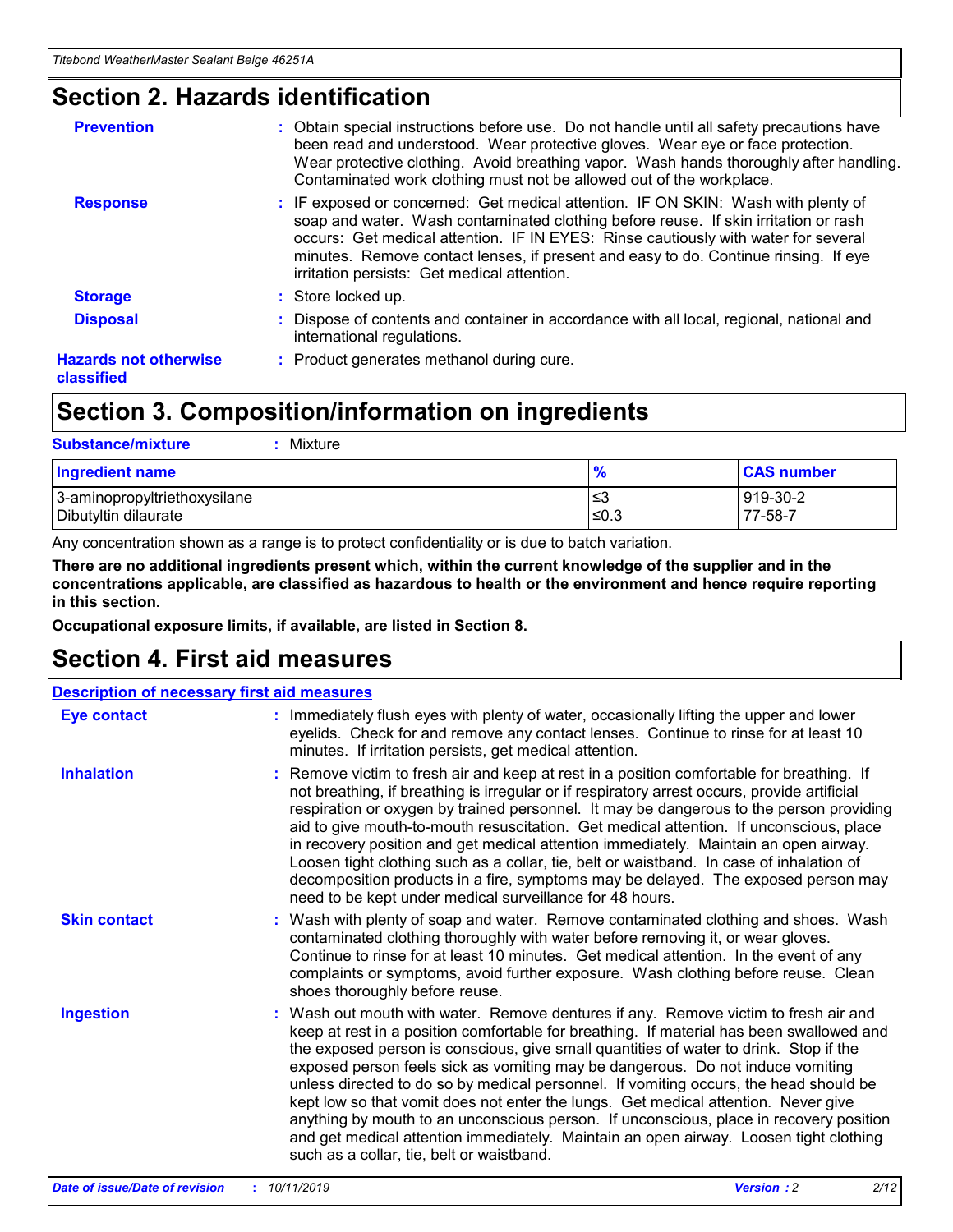## Section 2. Hazards identification

| | |
|---|---|
| **Prevention** | : Obtain special instructions before use. Do not handle until all safety precautions have been read and understood. Wear protective gloves. Wear eye or face protection. Wear protective clothing. Avoid breathing vapor. Wash hands thoroughly after handling. Contaminated work clothing must not be allowed out of the workplace. |
| **Response** | : IF exposed or concerned: Get medical attention. IF ON SKIN: Wash with plenty of soap and water. Wash contaminated clothing before reuse. If skin irritation or rash occurs: Get medical attention. IF IN EYES: Rinse cautiously with water for several minutes. Remove contact lenses, if present and easy to do. Continue rinsing. If eye irritation persists: Get medical attention. |
| **Storage** | : Store locked up. |
| **Disposal** | : Dispose of contents and container in accordance with all local, regional, national and international regulations. |
| **Hazards not otherwise classified** | : Product generates methanol during cure. |

## Section 3. Composition/information on ingredients

**Substance/mixture** : Mixture

| Ingredient name | % | CAS number |
|---|---|---|
| 3-aminopropyltriethoxysilane | ≤3 | 919-30-2 |
| Dibutyltin dilaurate | ≤0.3 | 77-58-7 |

Any concentration shown as a range is to protect confidentiality or is due to batch variation.

**There are no additional ingredients present which, within the current knowledge of the supplier and in the concentrations applicable, are classified as hazardous to health or the environment and hence require reporting in this section.**

**Occupational exposure limits, if available, are listed in Section 8.**

## Section 4. First aid measures

**Description of necessary first aid measures**

| | |
|---|---|
| **Eye contact** | : Immediately flush eyes with plenty of water, occasionally lifting the upper and lower eyelids. Check for and remove any contact lenses. Continue to rinse for at least 10 minutes. If irritation persists, get medical attention. |
| **Inhalation** | : Remove victim to fresh air and keep at rest in a position comfortable for breathing. If not breathing, if breathing is irregular or if respiratory arrest occurs, provide artificial respiration or oxygen by trained personnel. It may be dangerous to the person providing aid to give mouth-to-mouth resuscitation. Get medical attention. If unconscious, place in recovery position and get medical attention immediately. Maintain an open airway. Loosen tight clothing such as a collar, tie, belt or waistband. In case of inhalation of decomposition products in a fire, symptoms may be delayed. The exposed person may need to be kept under medical surveillance for 48 hours. |
| **Skin contact** | : Wash with plenty of soap and water. Remove contaminated clothing and shoes. Wash contaminated clothing thoroughly with water before removing it, or wear gloves. Continue to rinse for at least 10 minutes. Get medical attention. In the event of any complaints or symptoms, avoid further exposure. Wash clothing before reuse. Clean shoes thoroughly before reuse. |
| **Ingestion** | : Wash out mouth with water. Remove dentures if any. Remove victim to fresh air and keep at rest in a position comfortable for breathing. If material has been swallowed and the exposed person is conscious, give small quantities of water to drink. Stop if the exposed person feels sick as vomiting may be dangerous. Do not induce vomiting unless directed to do so by medical personnel. If vomiting occurs, the head should be kept low so that vomit does not enter the lungs. Get medical attention. Never give anything by mouth to an unconscious person. If unconscious, place in recovery position and get medical attention immediately. Maintain an open airway. Loosen tight clothing such as a collar, tie, belt or waistband. |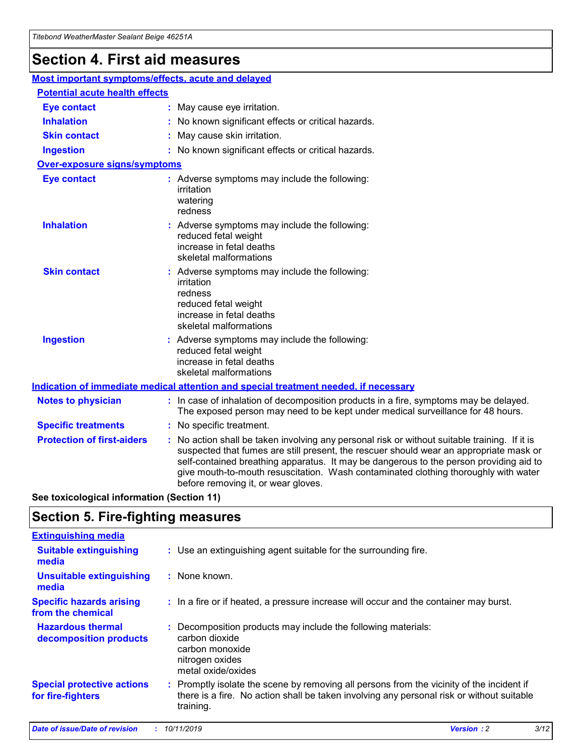# Section 4. First aid measures

## Most important symptoms/effects, acute and delayed

### Potential acute health effects

**Eye contact** : May cause eye irritation.

**Inhalation** : No known significant effects or critical hazards.

**Skin contact** : May cause skin irritation.

**Ingestion** : No known significant effects or critical hazards.

### Over-exposure signs/symptoms

**Eye contact** : Adverse symptoms may include the following:
irritation
watering
redness

**Inhalation** : Adverse symptoms may include the following:
reduced fetal weight
increase in fetal deaths
skeletal malformations

**Skin contact** : Adverse symptoms may include the following:
irritation
redness
reduced fetal weight
increase in fetal deaths
skeletal malformations

**Ingestion** : Adverse symptoms may include the following:
reduced fetal weight
increase in fetal deaths
skeletal malformations

## Indication of immediate medical attention and special treatment needed, if necessary

**Notes to physician** : In case of inhalation of decomposition products in a fire, symptoms may be delayed. The exposed person may need to be kept under medical surveillance for 48 hours.

**Specific treatments** : No specific treatment.

**Protection of first-aiders** : No action shall be taken involving any personal risk or without suitable training. If it is suspected that fumes are still present, the rescuer should wear an appropriate mask or self-contained breathing apparatus. It may be dangerous to the person providing aid to give mouth-to-mouth resuscitation. Wash contaminated clothing thoroughly with water before removing it, or wear gloves.

**See toxicological information (Section 11)**

# Section 5. Fire-fighting measures

## Extinguishing media

**Suitable extinguishing media** : Use an extinguishing agent suitable for the surrounding fire.

**Unsuitable extinguishing media** : None known.

**Specific hazards arising from the chemical** : In a fire or if heated, a pressure increase will occur and the container may burst.

**Hazardous thermal decomposition products** : Decomposition products may include the following materials:
carbon dioxide
carbon monoxide
nitrogen oxides
metal oxide/oxides

**Special protective actions for fire-fighters** : Promptly isolate the scene by removing all persons from the vicinity of the incident if there is a fire. No action shall be taken involving any personal risk or without suitable training.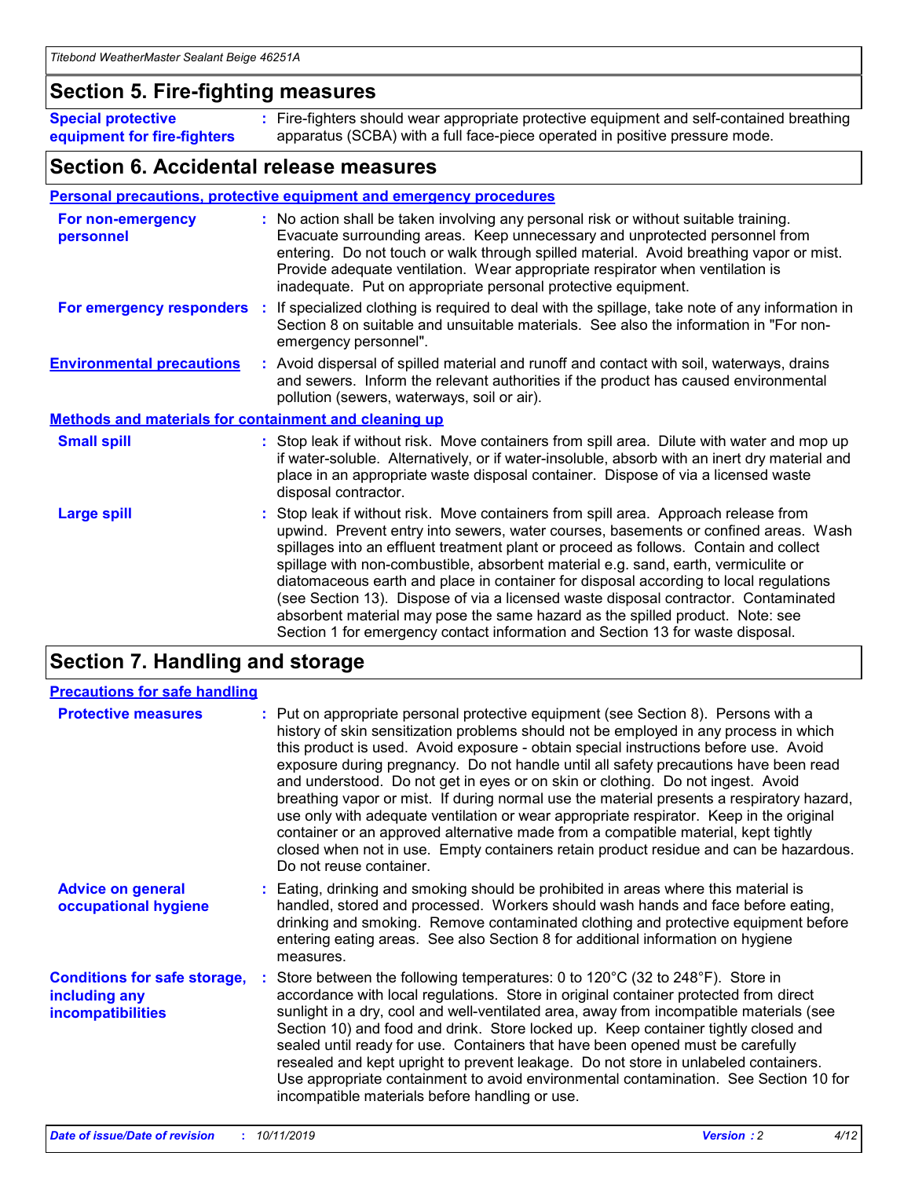## Section 5. Fire-fighting measures

**Special protective equipment for fire-fighters** : Fire-fighters should wear appropriate protective equipment and self-contained breathing apparatus (SCBA) with a full face-piece operated in positive pressure mode.

## Section 6. Accidental release measures

### Personal precautions, protective equipment and emergency procedures

**For non-emergency personnel** : No action shall be taken involving any personal risk or without suitable training. Evacuate surrounding areas. Keep unnecessary and unprotected personnel from entering. Do not touch or walk through spilled material. Avoid breathing vapor or mist. Provide adequate ventilation. Wear appropriate respirator when ventilation is inadequate. Put on appropriate personal protective equipment.

**For emergency responders** : If specialized clothing is required to deal with the spillage, take note of any information in Section 8 on suitable and unsuitable materials. See also the information in "For non-emergency personnel".

**Environmental precautions** : Avoid dispersal of spilled material and runoff and contact with soil, waterways, drains and sewers. Inform the relevant authorities if the product has caused environmental pollution (sewers, waterways, soil or air).

### Methods and materials for containment and cleaning up

**Small spill** : Stop leak if without risk. Move containers from spill area. Dilute with water and mop up if water-soluble. Alternatively, or if water-insoluble, absorb with an inert dry material and place in an appropriate waste disposal container. Dispose of via a licensed waste disposal contractor.

**Large spill** : Stop leak if without risk. Move containers from spill area. Approach release from upwind. Prevent entry into sewers, water courses, basements or confined areas. Wash spillages into an effluent treatment plant or proceed as follows. Contain and collect spillage with non-combustible, absorbent material e.g. sand, earth, vermiculite or diatomaceous earth and place in container for disposal according to local regulations (see Section 13). Dispose of via a licensed waste disposal contractor. Contaminated absorbent material may pose the same hazard as the spilled product. Note: see Section 1 for emergency contact information and Section 13 for waste disposal.

## Section 7. Handling and storage

### Precautions for safe handling

**Protective measures** : Put on appropriate personal protective equipment (see Section 8). Persons with a history of skin sensitization problems should not be employed in any process in which this product is used. Avoid exposure - obtain special instructions before use. Avoid exposure during pregnancy. Do not handle until all safety precautions have been read and understood. Do not get in eyes or on skin or clothing. Do not ingest. Avoid breathing vapor or mist. If during normal use the material presents a respiratory hazard, use only with adequate ventilation or wear appropriate respirator. Keep in the original container or an approved alternative made from a compatible material, kept tightly closed when not in use. Empty containers retain product residue and can be hazardous. Do not reuse container.

**Advice on general occupational hygiene** : Eating, drinking and smoking should be prohibited in areas where this material is handled, stored and processed. Workers should wash hands and face before eating, drinking and smoking. Remove contaminated clothing and protective equipment before entering eating areas. See also Section 8 for additional information on hygiene measures.

**Conditions for safe storage, including any incompatibilities** : Store between the following temperatures: 0 to 120°C (32 to 248°F). Store in accordance with local regulations. Store in original container protected from direct sunlight in a dry, cool and well-ventilated area, away from incompatible materials (see Section 10) and food and drink. Store locked up. Keep container tightly closed and sealed until ready for use. Containers that have been opened must be carefully resealed and kept upright to prevent leakage. Do not store in unlabeled containers. Use appropriate containment to avoid environmental contamination. See Section 10 for incompatible materials before handling or use.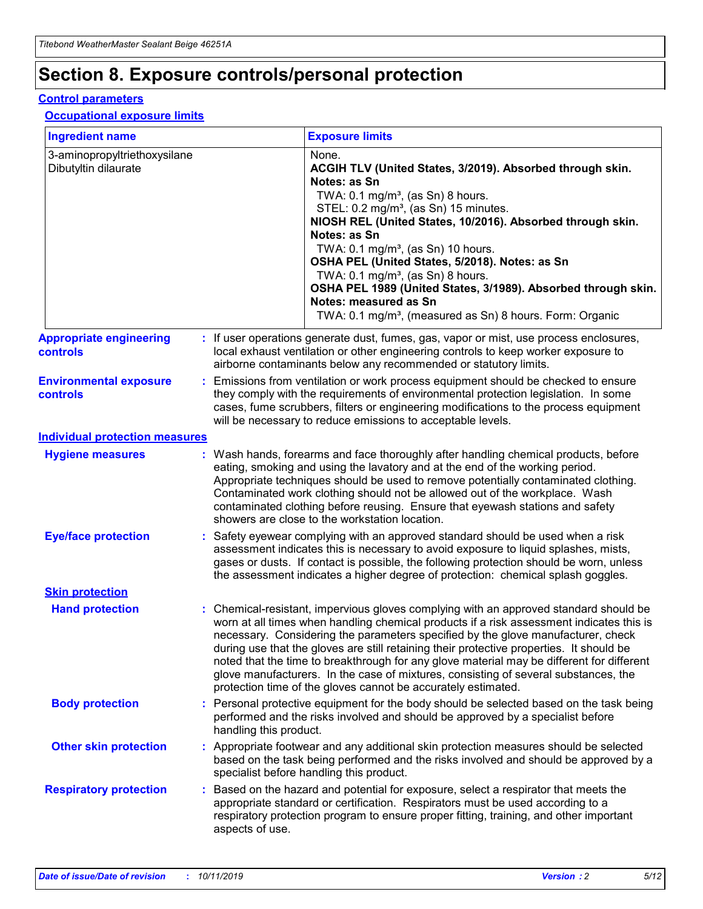# Section 8. Exposure controls/personal protection

## Control parameters

### Occupational exposure limits

| Ingredient name | Exposure limits |
| --- | --- |
| 3-aminopropyltriethoxysilane<br>Dibutyltin dilaurate | None.<br>**ACGIH TLV (United States, 3/2019). Absorbed through skin. Notes: as Sn**<br>TWA: 0.1 mg/m³, (as Sn) 8 hours.<br>STEL: 0.2 mg/m³, (as Sn) 15 minutes.<br>**NIOSH REL (United States, 10/2016). Absorbed through skin. Notes: as Sn**<br>TWA: 0.1 mg/m³, (as Sn) 10 hours.<br>**OSHA PEL (United States, 5/2018). Notes: as Sn**<br>TWA: 0.1 mg/m³, (as Sn) 8 hours.<br>**OSHA PEL 1989 (United States, 3/1989). Absorbed through skin. Notes: measured as Sn**<br>TWA: 0.1 mg/m³, (measured as Sn) 8 hours. Form: Organic |

**Appropriate engineering controls** : If user operations generate dust, fumes, gas, vapor or mist, use process enclosures, local exhaust ventilation or other engineering controls to keep worker exposure to airborne contaminants below any recommended or statutory limits.

**Environmental exposure controls** : Emissions from ventilation or work process equipment should be checked to ensure they comply with the requirements of environmental protection legislation. In some cases, fume scrubbers, filters or engineering modifications to the process equipment will be necessary to reduce emissions to acceptable levels.

## Individual protection measures

**Hygiene measures** : Wash hands, forearms and face thoroughly after handling chemical products, before eating, smoking and using the lavatory and at the end of the working period. Appropriate techniques should be used to remove potentially contaminated clothing. Contaminated work clothing should not be allowed out of the workplace. Wash contaminated clothing before reusing. Ensure that eyewash stations and safety showers are close to the workstation location.

**Eye/face protection** : Safety eyewear complying with an approved standard should be used when a risk assessment indicates this is necessary to avoid exposure to liquid splashes, mists, gases or dusts. If contact is possible, the following protection should be worn, unless the assessment indicates a higher degree of protection: chemical splash goggles.

### Skin protection

**Hand protection** : Chemical-resistant, impervious gloves complying with an approved standard should be worn at all times when handling chemical products if a risk assessment indicates this is necessary. Considering the parameters specified by the glove manufacturer, check during use that the gloves are still retaining their protective properties. It should be noted that the time to breakthrough for any glove material may be different for different glove manufacturers. In the case of mixtures, consisting of several substances, the protection time of the gloves cannot be accurately estimated.

**Body protection** : Personal protective equipment for the body should be selected based on the task being performed and the risks involved and should be approved by a specialist before handling this product.

**Other skin protection** : Appropriate footwear and any additional skin protection measures should be selected based on the task being performed and the risks involved and should be approved by a specialist before handling this product.

**Respiratory protection** : Based on the hazard and potential for exposure, select a respirator that meets the appropriate standard or certification. Respirators must be used according to a respiratory protection program to ensure proper fitting, training, and other important aspects of use.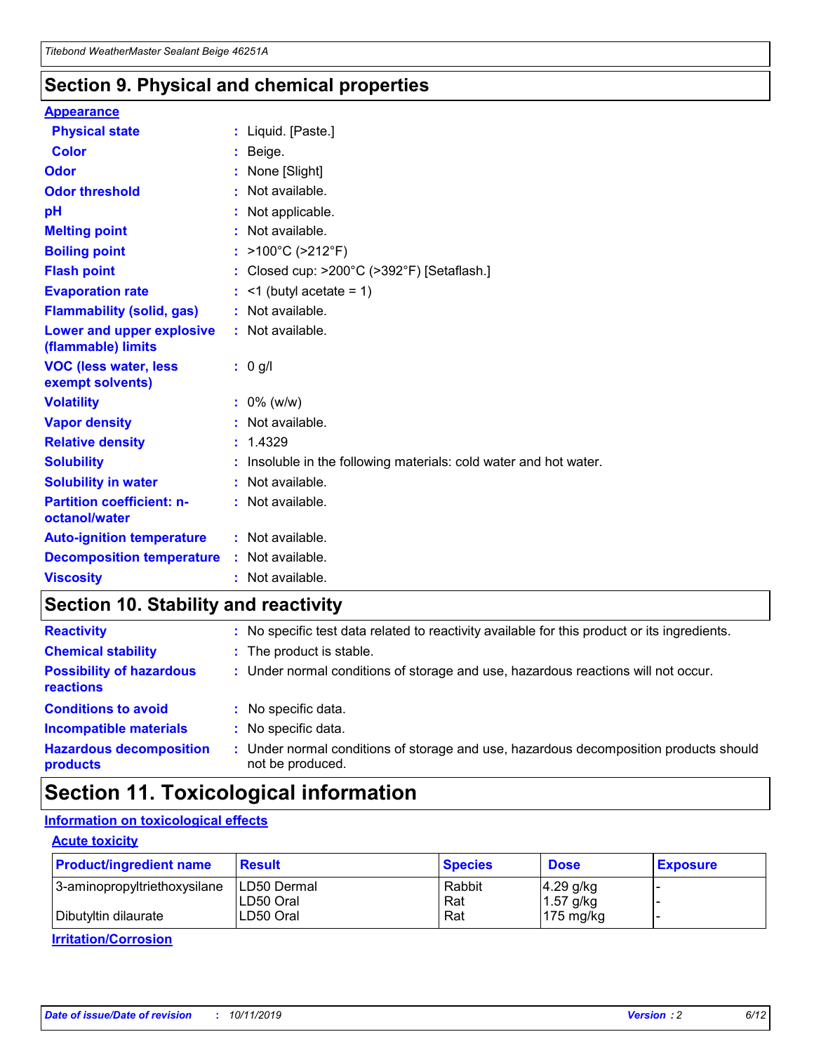## Section 9. Physical and chemical properties

### Appearance

| | |
|---|---|
| **Physical state** | : Liquid. [Paste.] |
| **Color** | : Beige. |
| **Odor** | : None [Slight] |
| **Odor threshold** | : Not available. |
| **pH** | : Not applicable. |
| **Melting point** | : Not available. |
| **Boiling point** | : >100°C (>212°F) |
| **Flash point** | : Closed cup: >200°C (>392°F) [Setaflash.] |
| **Evaporation rate** | : <1 (butyl acetate = 1) |
| **Flammability (solid, gas)** | : Not available. |
| **Lower and upper explosive (flammable) limits** | : Not available. |
| **VOC (less water, less exempt solvents)** | : 0 g/l |
| **Volatility** | : 0% (w/w) |
| **Vapor density** | : Not available. |
| **Relative density** | : 1.4329 |
| **Solubility** | : Insoluble in the following materials: cold water and hot water. |
| **Solubility in water** | : Not available. |
| **Partition coefficient: n-octanol/water** | : Not available. |
| **Auto-ignition temperature** | : Not available. |
| **Decomposition temperature** | : Not available. |
| **Viscosity** | : Not available. |

## Section 10. Stability and reactivity

| | |
|---|---|
| **Reactivity** | : No specific test data related to reactivity available for this product or its ingredients. |
| **Chemical stability** | : The product is stable. |
| **Possibility of hazardous reactions** | : Under normal conditions of storage and use, hazardous reactions will not occur. |
| **Conditions to avoid** | : No specific data. |
| **Incompatible materials** | : No specific data. |
| **Hazardous decomposition products** | : Under normal conditions of storage and use, hazardous decomposition products should not be produced. |

## Section 11. Toxicological information

### Information on toxicological effects

#### Acute toxicity

| Product/ingredient name | Result | Species | Dose | Exposure |
|---|---|---|---|---|
| 3-aminopropyltriethoxysilane | LD50 Dermal | Rabbit | 4.29 g/kg | - |
| | LD50 Oral | Rat | 1.57 g/kg | - |
| Dibutyltin dilaurate | LD50 Oral | Rat | 175 mg/kg | - |

#### Irritation/Corrosion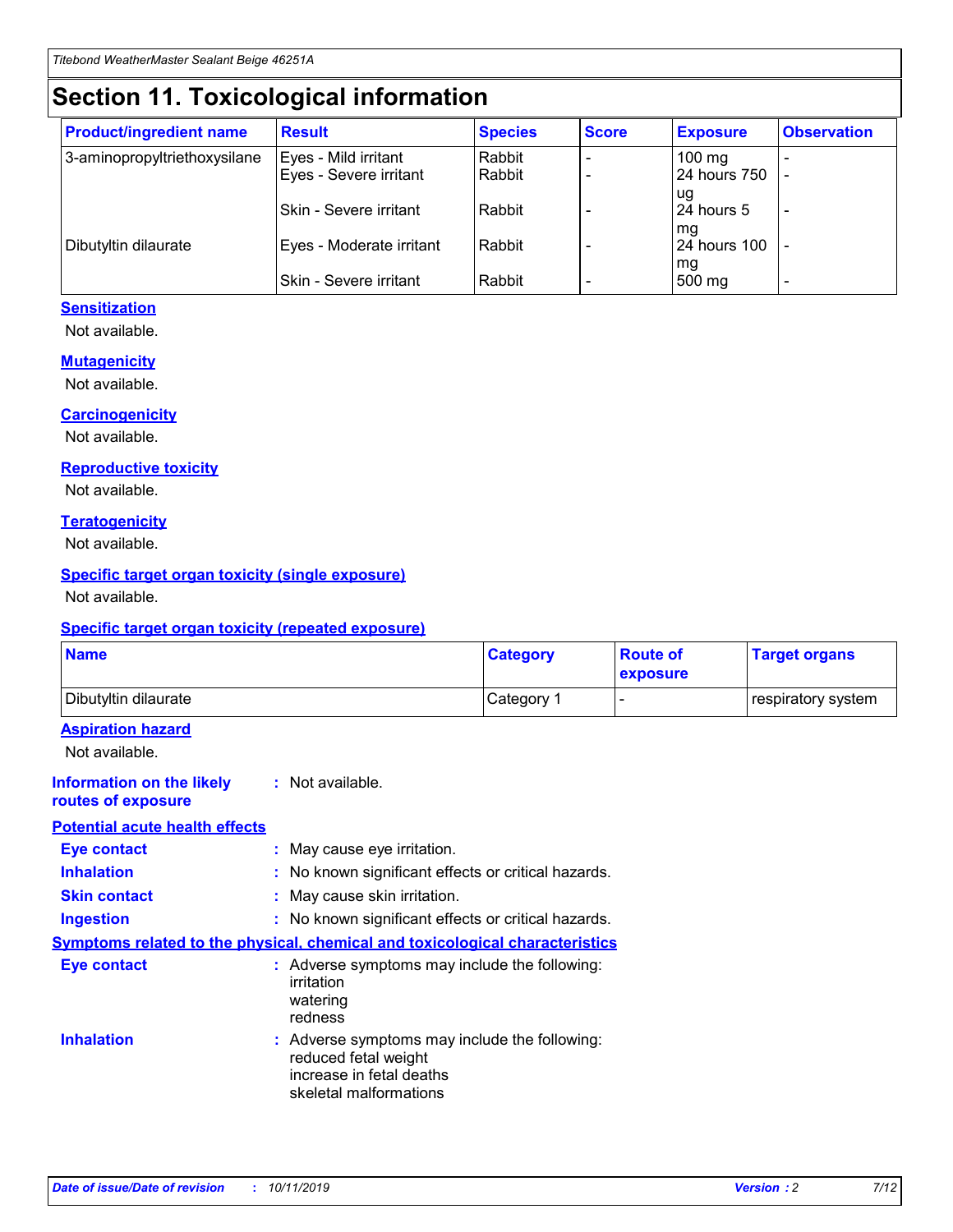# Section 11. Toxicological information

| Product/ingredient name | Result | Species | Score | Exposure | Observation |
|---|---|---|---|---|---|
| 3-aminopropyltriethoxysilane | Eyes - Mild irritant | Rabbit | - | 100 mg | - |
| | Eyes - Severe irritant | Rabbit | - | 24 hours 750 ug | - |
| | Skin - Severe irritant | Rabbit | - | 24 hours 5 mg | - |
| Dibutyltin dilaurate | Eyes - Moderate irritant | Rabbit | - | 24 hours 100 mg | - |
| | Skin - Severe irritant | Rabbit | - | 500 mg | - |

### Sensitization

Not available.

### Mutagenicity

Not available.

### Carcinogenicity

Not available.

### Reproductive toxicity

Not available.

### Teratogenicity

Not available.

### Specific target organ toxicity (single exposure)

Not available.

### Specific target organ toxicity (repeated exposure)

| Name | Category | Route of exposure | Target organs |
|---|---|---|---|
| Dibutyltin dilaurate | Category 1 | - | respiratory system |

### Aspiration hazard

Not available.

**Information on the likely routes of exposure** : Not available.

### Potential acute health effects

**Eye contact** : May cause eye irritation.

**Inhalation** : No known significant effects or critical hazards.

**Skin contact** : May cause skin irritation.

**Ingestion** : No known significant effects or critical hazards.

### Symptoms related to the physical, chemical and toxicological characteristics

**Eye contact** : Adverse symptoms may include the following:
irritation
watering
redness

**Inhalation** : Adverse symptoms may include the following:
reduced fetal weight
increase in fetal deaths
skeletal malformations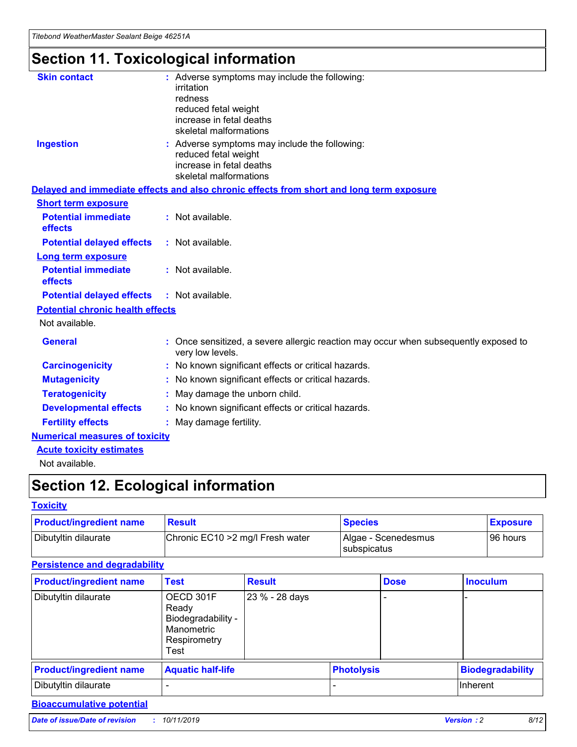# Section 11. Toxicological information

**Skin contact** : Adverse symptoms may include the following:
irritation
redness
reduced fetal weight
increase in fetal deaths
skeletal malformations

**Ingestion** : Adverse symptoms may include the following:
reduced fetal weight
increase in fetal deaths
skeletal malformations

**Delayed and immediate effects and also chronic effects from short and long term exposure**

**Short term exposure**

**Potential immediate effects** : Not available.

**Potential delayed effects** : Not available.

**Long term exposure**

**Potential immediate effects** : Not available.

**Potential delayed effects** : Not available.

**Potential chronic health effects**

Not available.

**General** : Once sensitized, a severe allergic reaction may occur when subsequently exposed to very low levels.

**Carcinogenicity** : No known significant effects or critical hazards.

**Mutagenicity** : No known significant effects or critical hazards.

**Teratogenicity** : May damage the unborn child.

**Developmental effects** : No known significant effects or critical hazards.

**Fertility effects** : May damage fertility.

**Numerical measures of toxicity**

**Acute toxicity estimates**

Not available.

# Section 12. Ecological information

**Toxicity**

| Product/ingredient name | Result | Species | Exposure |
|---|---|---|---|
| Dibutyltin dilaurate | Chronic EC10 >2 mg/l Fresh water | Algae - Scenedesmus subspicatus | 96 hours |

**Persistence and degradability**

| Product/ingredient name | Test | Result | Dose | Inoculum |
|---|---|---|---|---|
| Dibutyltin dilaurate | OECD 301F Ready Biodegradability - Manometric Respirometry Test | 23 % - 28 days | - | - |

| Product/ingredient name | Aquatic half-life | Photolysis | Biodegradability |
|---|---|---|---|
| Dibutyltin dilaurate | - | - | Inherent |

**Bioaccumulative potential**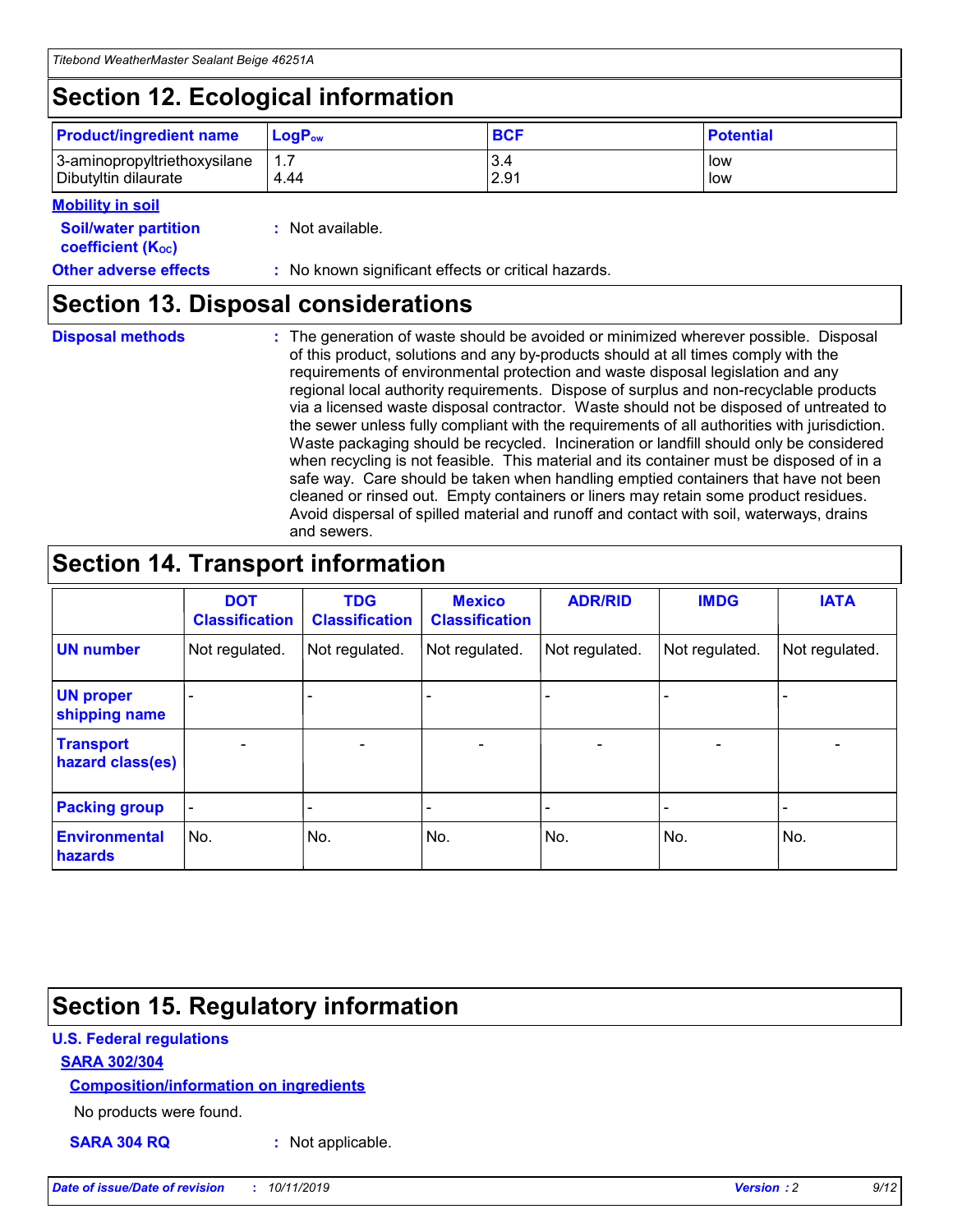## Section 12. Ecological information

| Product/ingredient name | $LogP_{ow}$ | BCF | Potential |
|---|---|---|---|
| 3-aminopropyltriethoxysilane | 1.7 | 3.4 | low |
| Dibutyltin dilaurate | 4.44 | 2.91 | low |

**Mobility in soil**

**Soil/water partition coefficient ($K_{OC}$)** : Not available.

**Other adverse effects** : No known significant effects or critical hazards.

## Section 13. Disposal considerations

**Disposal methods** : The generation of waste should be avoided or minimized wherever possible. Disposal of this product, solutions and any by-products should at all times comply with the requirements of environmental protection and waste disposal legislation and any regional local authority requirements. Dispose of surplus and non-recyclable products via a licensed waste disposal contractor. Waste should not be disposed of untreated to the sewer unless fully compliant with the requirements of all authorities with jurisdiction. Waste packaging should be recycled. Incineration or landfill should only be considered when recycling is not feasible. This material and its container must be disposed of in a safe way. Care should be taken when handling emptied containers that have not been cleaned or rinsed out. Empty containers or liners may retain some product residues. Avoid dispersal of spilled material and runoff and contact with soil, waterways, drains and sewers.

## Section 14. Transport information

| | DOT Classification | TDG Classification | Mexico Classification | ADR/RID | IMDG | IATA |
|---|---|---|---|---|---|---|
| UN number | Not regulated. | Not regulated. | Not regulated. | Not regulated. | Not regulated. | Not regulated. |
| UN proper shipping name | - | - | - | - | - | - |
| Transport hazard class(es) | - | - | - | - | - | - |
| Packing group | - | - | - | - | - | - |
| Environmental hazards | No. | No. | No. | No. | No. | No. |

## Section 15. Regulatory information

**U.S. Federal regulations**

**SARA 302/304**

**Composition/information on ingredients**

No products were found.

**SARA 304 RQ** : Not applicable.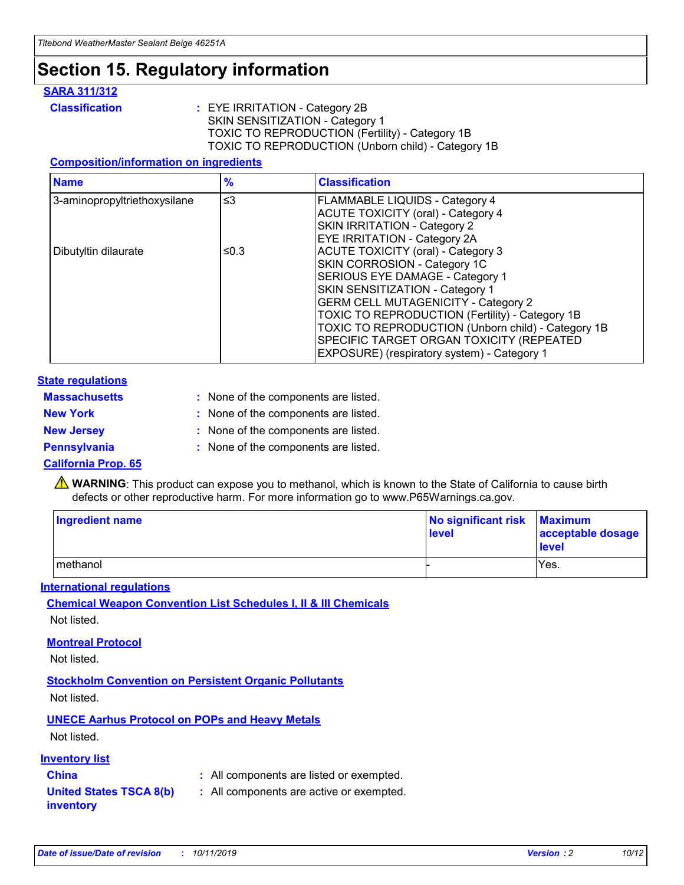# Section 15. Regulatory information

## SARA 311/312

**Classification** : EYE IRRITATION - Category 2B
SKIN SENSITIZATION - Category 1
TOXIC TO REPRODUCTION (Fertility) - Category 1B
TOXIC TO REPRODUCTION (Unborn child) - Category 1B

### Composition/information on ingredients

| Name | % | Classification |
|---|---|---|
| 3-aminopropyltriethoxysilane | ≤3 | FLAMMABLE LIQUIDS - Category 4<br>ACUTE TOXICITY (oral) - Category 4<br>SKIN IRRITATION - Category 2<br>EYE IRRITATION - Category 2A |
| Dibutyltin dilaurate | ≤0.3 | ACUTE TOXICITY (oral) - Category 3<br>SKIN CORROSION - Category 1C<br>SERIOUS EYE DAMAGE - Category 1<br>SKIN SENSITIZATION - Category 1<br>GERM CELL MUTAGENICITY - Category 2<br>TOXIC TO REPRODUCTION (Fertility) - Category 1B<br>TOXIC TO REPRODUCTION (Unborn child) - Category 1B<br>SPECIFIC TARGET ORGAN TOXICITY (REPEATED EXPOSURE) (respiratory system) - Category 1 |

## State regulations

**Massachusetts** : None of the components are listed.

**New York** : None of the components are listed.

**New Jersey** : None of the components are listed.

**Pennsylvania** : None of the components are listed.

### California Prop. 65

⚠ **WARNING**: This product can expose you to methanol, which is known to the State of California to cause birth defects or other reproductive harm. For more information go to www.P65Warnings.ca.gov.

| Ingredient name | No significant risk level | Maximum acceptable dosage level |
|---|---|---|
| methanol | - | Yes. |

## International regulations

### Chemical Weapon Convention List Schedules I, II & III Chemicals

Not listed.

### Montreal Protocol

Not listed.

### Stockholm Convention on Persistent Organic Pollutants

Not listed.

### UNECE Aarhus Protocol on POPs and Heavy Metals

Not listed.

## Inventory list

**China** : All components are listed or exempted.

**United States TSCA 8(b) inventory** : All components are active or exempted.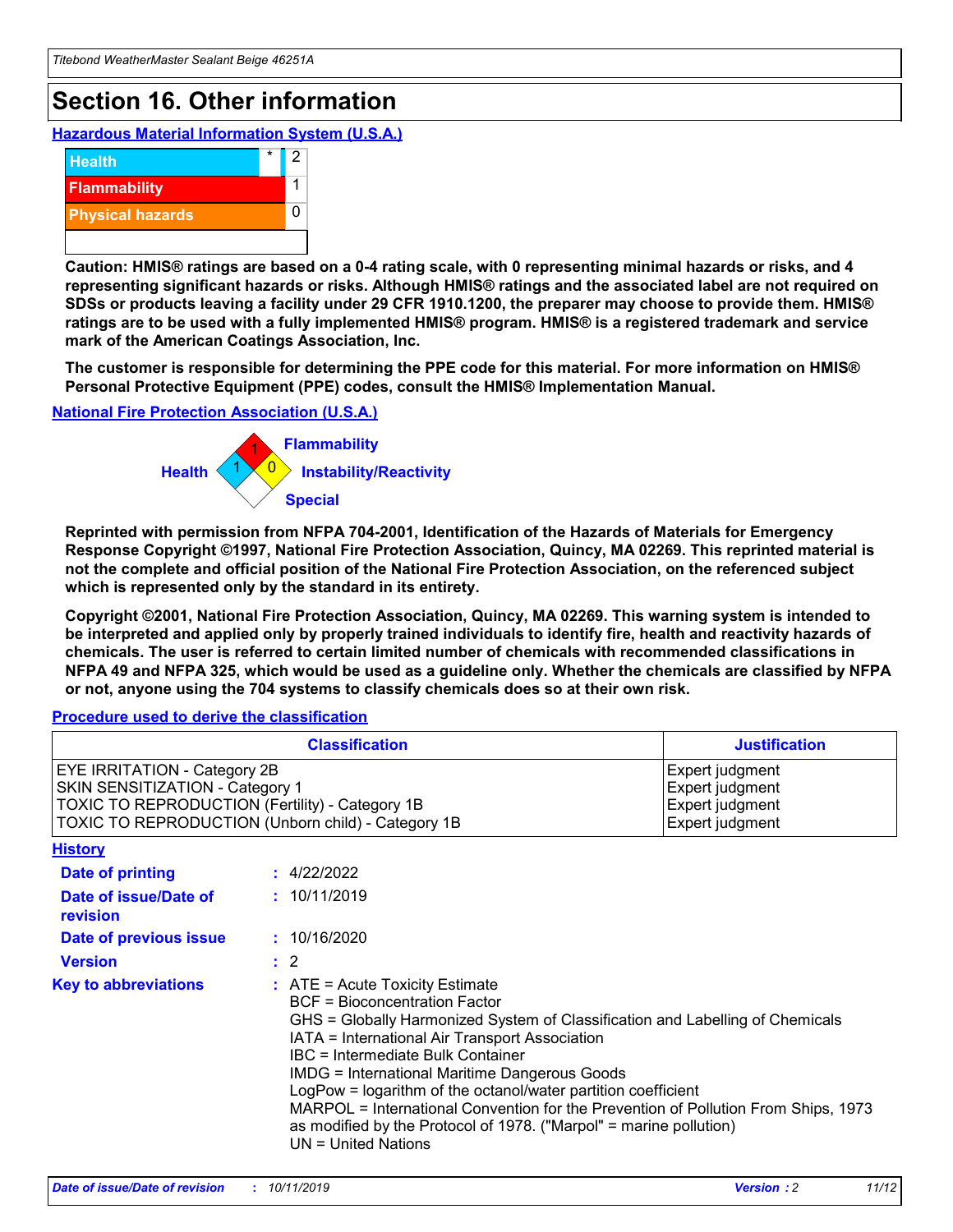# Section 16. Other information

### Hazardous Material Information System (U.S.A.)

| | | |
|---|---|---|
| Health | * | 2 |
| Flammability | | 1 |
| Physical hazards | | 0 |

**Caution: HMIS® ratings are based on a 0-4 rating scale, with 0 representing minimal hazards or risks, and 4 representing significant hazards or risks. Although HMIS® ratings and the associated label are not required on SDSs or products leaving a facility under 29 CFR 1910.1200, the preparer may choose to provide them. HMIS® ratings are to be used with a fully implemented HMIS® program. HMIS® is a registered trademark and service mark of the American Coatings Association, Inc.**

**The customer is responsible for determining the PPE code for this material. For more information on HMIS® Personal Protective Equipment (PPE) codes, consult the HMIS® Implementation Manual.**

### National Fire Protection Association (U.S.A.)

Health: 1
Flammability: 1
Instability/Reactivity: 0
Special:

**Reprinted with permission from NFPA 704-2001, Identification of the Hazards of Materials for Emergency Response Copyright ©1997, National Fire Protection Association, Quincy, MA 02269. This reprinted material is not the complete and official position of the National Fire Protection Association, on the referenced subject which is represented only by the standard in its entirety.**

**Copyright ©2001, National Fire Protection Association, Quincy, MA 02269. This warning system is intended to be interpreted and applied only by properly trained individuals to identify fire, health and reactivity hazards of chemicals. The user is referred to certain limited number of chemicals with recommended classifications in NFPA 49 and NFPA 325, which would be used as a guideline only. Whether the chemicals are classified by NFPA or not, anyone using the 704 systems to classify chemicals does so at their own risk.**

### Procedure used to derive the classification

| Classification | Justification |
|---|---|
| EYE IRRITATION - Category 2B | Expert judgment |
| SKIN SENSITIZATION - Category 1 | Expert judgment |
| TOXIC TO REPRODUCTION (Fertility) - Category 1B | Expert judgment |
| TOXIC TO REPRODUCTION (Unborn child) - Category 1B | Expert judgment |

### History

**Date of printing** : 4/22/2022

**Date of issue/Date of revision** : 10/11/2019

**Date of previous issue** : 10/16/2020

**Version** : 2

**Key to abbreviations** :
ATE = Acute Toxicity Estimate
BCF = Bioconcentration Factor
GHS = Globally Harmonized System of Classification and Labelling of Chemicals
IATA = International Air Transport Association
IBC = Intermediate Bulk Container
IMDG = International Maritime Dangerous Goods
LogPow = logarithm of the octanol/water partition coefficient
MARPOL = International Convention for the Prevention of Pollution From Ships, 1973 as modified by the Protocol of 1978. ("Marpol" = marine pollution)
UN = United Nations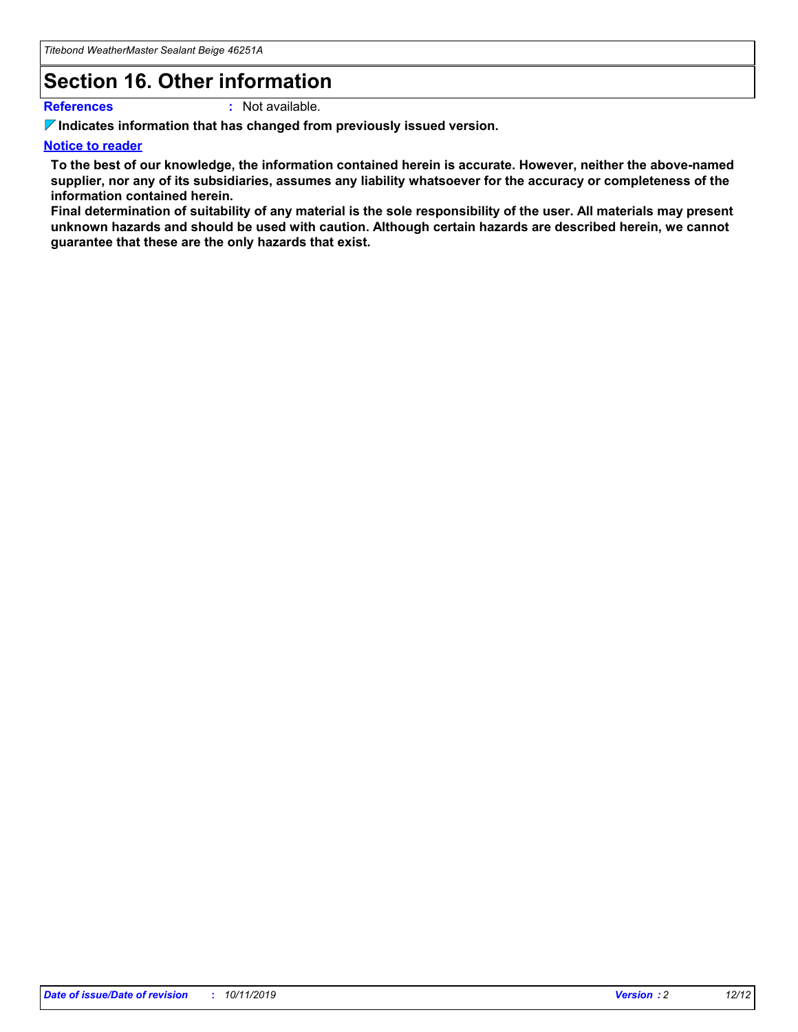# Section 16. Other information

**References** : Not available.

**Indicates information that has changed from previously issued version.**

**Notice to reader**

**To the best of our knowledge, the information contained herein is accurate. However, neither the above-named supplier, nor any of its subsidiaries, assumes any liability whatsoever for the accuracy or completeness of the information contained herein.**

**Final determination of suitability of any material is the sole responsibility of the user. All materials may present unknown hazards and should be used with caution. Although certain hazards are described herein, we cannot guarantee that these are the only hazards that exist.**